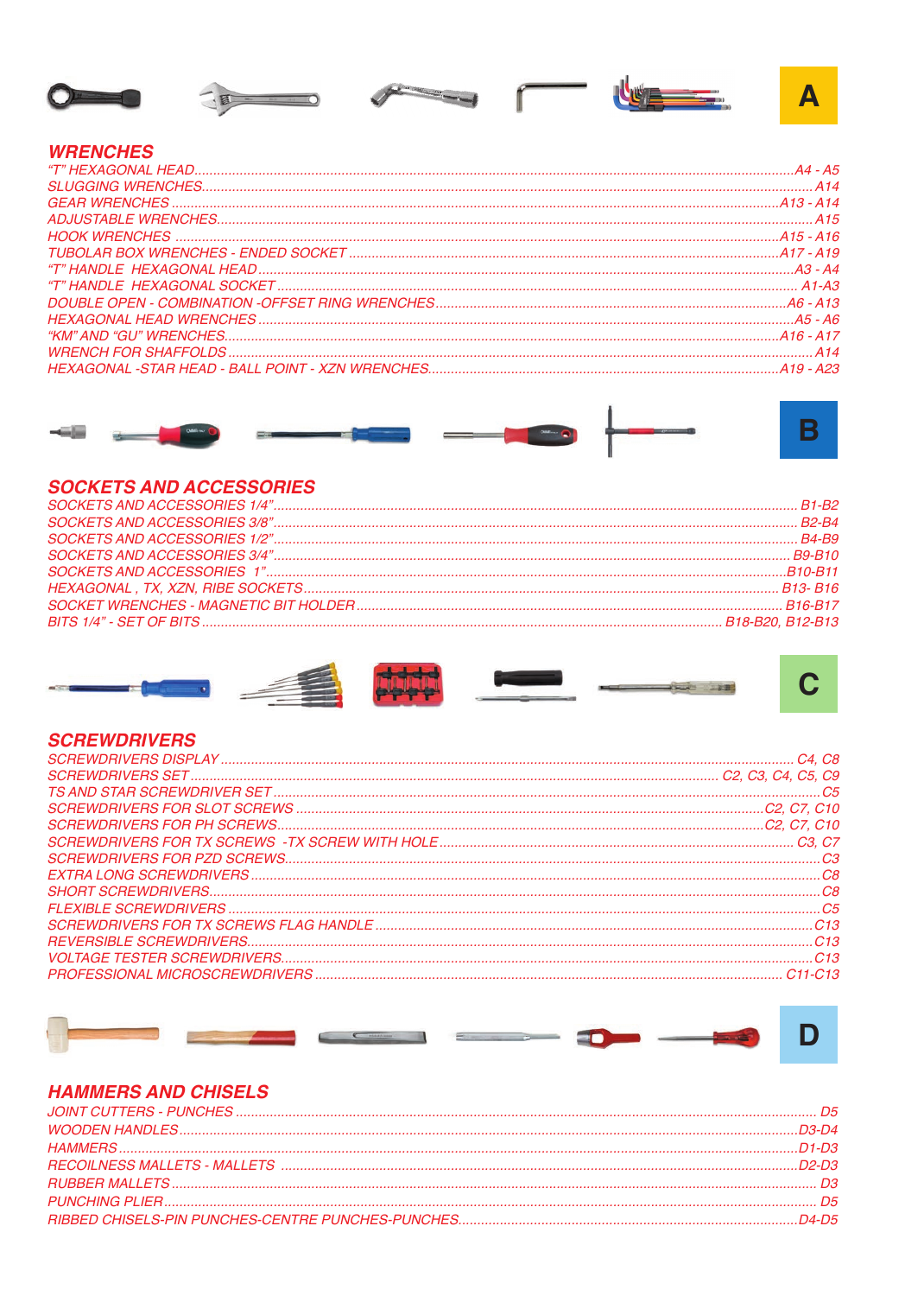A

## WRENCHES

| | |
|---|---|
| "T" HEXAGONAL HEAD | A4 - A5 |
| SLUGGING WRENCHES | A14 |
| GEAR WRENCHES | A13 - A14 |
| ADJUSTABLE WRENCHES | A15 |
| HOOK WRENCHES | A15 - A16 |
| TUBOLAR BOX WRENCHES - ENDED SOCKET | A17 - A19 |
| "T" HANDLE HEXAGONAL HEAD | A3 - A4 |
| "T" HANDLE HEXAGONAL SOCKET | A1-A3 |
| DOUBLE OPEN - COMBINATION -OFFSET RING WRENCHES | A6 - A13 |
| HEXAGONAL HEAD WRENCHES | A5 - A6 |
| "KM" AND "GU" WRENCHES | A16 - A17 |
| WRENCH FOR SHAFFOLDS | A14 |
| HEXAGONAL -STAR HEAD - BALL POINT - XZN WRENCHES | A19 - A23 |

B

## SOCKETS AND ACCESSORIES

| | |
|---|---|
| SOCKETS AND ACCESSORIES 1/4" | B1-B2 |
| SOCKETS AND ACCESSORIES 3/8" | B2-B4 |
| SOCKETS AND ACCESSORIES 1/2" | B4-B9 |
| SOCKETS AND ACCESSORIES 3/4" | B9-B10 |
| SOCKETS AND ACCESSORIES 1" | B10-B11 |
| HEXAGONAL , TX, XZN, RIBE SOCKETS | B13- B16 |
| SOCKET WRENCHES - MAGNETIC BIT HOLDER | B16-B17 |
| BITS 1/4" - SET OF BITS | B18-B20, B12-B13 |

C

## SCREWDRIVERS

| | |
|---|---|
| SCREWDRIVERS DISPLAY | C4, C8 |
| SCREWDRIVERS SET | C2, C3, C4, C5, C9 |
| TS AND STAR SCREWDRIVER SET | C5 |
| SCREWDRIVERS FOR SLOT SCREWS | C2, C7, C10 |
| SCREWDRIVERS FOR PH SCREWS | C2, C7, C10 |
| SCREWDRIVERS FOR TX SCREWS -TX SCREW WITH HOLE | C3, C7 |
| SCREWDRIVERS FOR PZD SCREWS | C3 |
| EXTRA LONG SCREWDRIVERS | C8 |
| SHORT SCREWDRIVERS | C8 |
| FLEXIBLE SCREWDRIVERS | C5 |
| SCREWDRIVERS FOR TX SCREWS FLAG HANDLE | C13 |
| REVERSIBLE SCREWDRIVERS | C13 |
| VOLTAGE TESTER SCREWDRIVERS | C13 |
| PROFESSIONAL MICROSCREWDRIVERS | C11-C13 |

D

## HAMMERS AND CHISELS

| | |
|---|---|
| JOINT CUTTERS - PUNCHES | D5 |
| WOODEN HANDLES | D3-D4 |
| HAMMERS | D1-D3 |
| RECOILNESS MALLETS - MALLETS | D2-D3 |
| RUBBER MALLETS | D3 |
| PUNCHING PLIER | D5 |
| RIBBED CHISELS-PIN PUNCHES-CENTRE PUNCHES-PUNCHES | D4-D5 |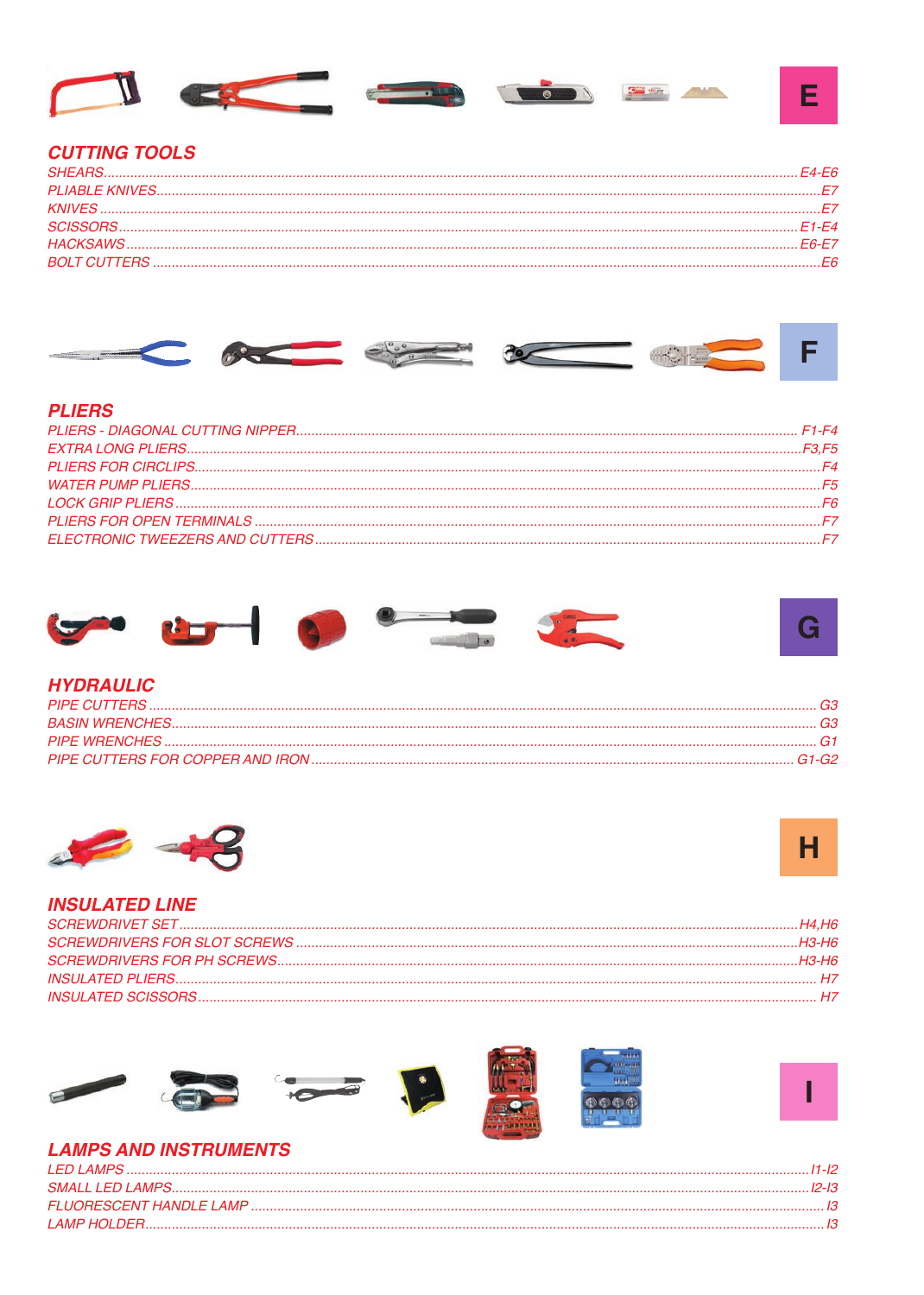E

## CUTTING TOOLS

SHEARS........................................................................................................................E4-E6
PLIABLE KNIVES..............................................................................................................E7
KNIVES.............................................................................................................................E7
SCISSORS.....................................................................................................................E1-E4
HACKSAWS....................................................................................................................E6-E7
BOLT CUTTERS..................................................................................................................E6

F

## PLIERS

PLIERS - DIAGONAL CUTTING NIPPER.............................................................................F1-F4
EXTRA LONG PLIERS......................................................................................................F3,F5
PLIERS FOR CIRCLIPS........................................................................................................F4
WATER PUMP PLIERS..........................................................................................................F5
LOCK GRIP PLIERS..............................................................................................................F6
PLIERS FOR OPEN TERMINALS............................................................................................F7
ELECTRONIC TWEEZERS AND CUTTERS.................................................................................F7

G

## HYDRAULIC

PIPE CUTTERS....................................................................................................................G3
BASIN WRENCHES...............................................................................................................G3
PIPE WRENCHES.................................................................................................................G1
PIPE CUTTERS FOR COPPER AND IRON.............................................................................G1-G2

H

## INSULATED LINE

SCREWDRIVET SET.........................................................................................................H4,H6
SCREWDRIVERS FOR SLOT SCREWS..................................................................................H3-H6
SCREWDRIVERS FOR PH SCREWS......................................................................................H3-H6
INSULATED PLIERS..............................................................................................................H7
INSULATED SCISSORS..........................................................................................................H7

I

## LAMPS AND INSTRUMENTS

LED LAMPS.........................................................................................................................I1-I2
SMALL LED LAMPS..............................................................................................................I2-I3
FLUORESCENT HANDLE LAMP...............................................................................................I3
LAMP HOLDER.......................................................................................................................I3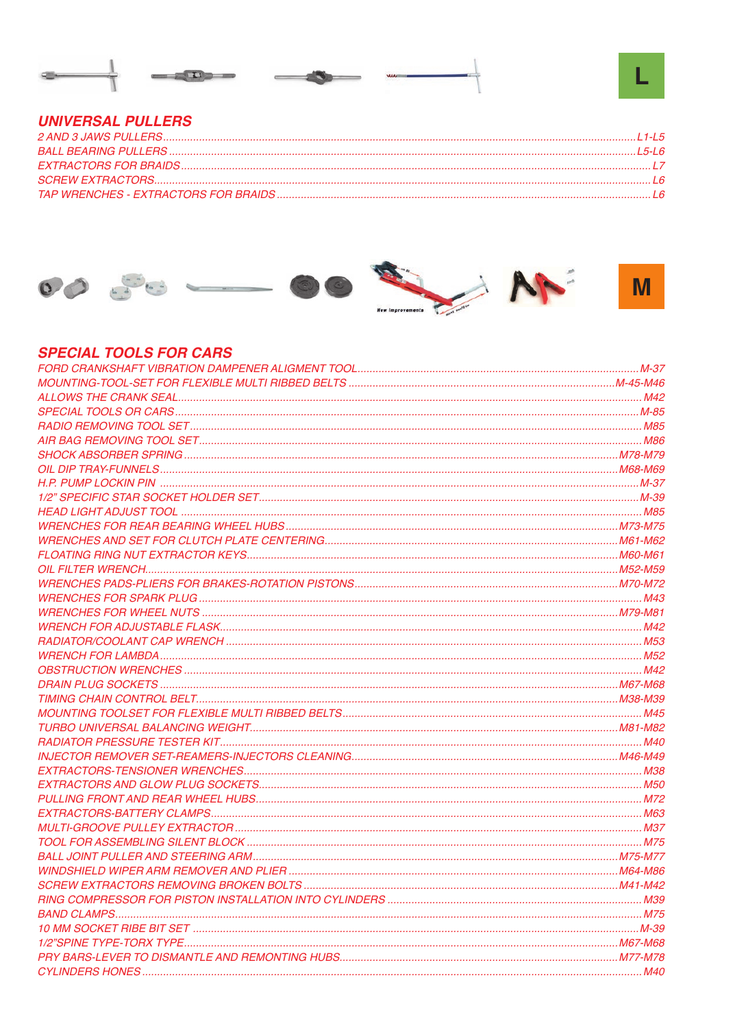L

## UNIVERSAL PULLERS

- 2 AND 3 JAWS PULLERS ........ L1-L5
- BALL BEARING PULLERS ........ L5-L6
- EXTRACTORS FOR BRAIDS ........ L7
- SCREW EXTRACTORS ........ L6
- TAP WRENCHES - EXTRACTORS FOR BRAIDS ........ L6

M

## SPECIAL TOOLS FOR CARS

- FORD CRANKSHAFT VIBRATION DAMPENER ALIGMENT TOOL ........ M-37
- MOUNTING-TOOL-SET FOR FLEXIBLE MULTI RIBBED BELTS ........ M-45-M46
- ALLOWS THE CRANK SEAL ........ M42
- SPECIAL TOOLS OR CARS ........ M-85
- RADIO REMOVING TOOL SET ........ M85
- AIR BAG REMOVING TOOL SET ........ M86
- SHOCK ABSORBER SPRING ........ M78-M79
- OIL DIP TRAY-FUNNELS ........ M68-M69
- H.P. PUMP LOCKIN PIN ........ M-37
- 1/2" SPECIFIC STAR SOCKET HOLDER SET ........ M-39
- HEAD LIGHT ADJUST TOOL ........ M85
- WRENCHES FOR REAR BEARING WHEEL HUBS ........ M73-M75
- WRENCHES AND SET FOR CLUTCH PLATE CENTERING ........ M61-M62
- FLOATING RING NUT EXTRACTOR KEYS ........ M60-M61
- OIL FILTER WRENCH ........ M52-M59
- WRENCHES PADS-PLIERS FOR BRAKES-ROTATION PISTONS ........ M70-M72
- WRENCHES FOR SPARK PLUG ........ M43
- WRENCHES FOR WHEEL NUTS ........ M79-M81
- WRENCH FOR ADJUSTABLE FLASK ........ M42
- RADIATOR/COOLANT CAP WRENCH ........ M53
- WRENCH FOR LAMBDA ........ M52
- OBSTRUCTION WRENCHES ........ M42
- DRAIN PLUG SOCKETS ........ M67-M68
- TIMING CHAIN CONTROL BELT ........ M38-M39
- MOUNTING TOOLSET FOR FLEXIBLE MULTI RIBBED BELTS ........ M45
- TURBO UNIVERSAL BALANCING WEIGHT ........ M81-M82
- RADIATOR PRESSURE TESTER KIT ........ M40
- INJECTOR REMOVER SET-REAMERS-INJECTORS CLEANING ........ M46-M49
- EXTRACTORS-TENSIONER WRENCHES ........ M38
- EXTRACTORS AND GLOW PLUG SOCKETS ........ M50
- PULLING FRONT AND REAR WHEEL HUBS ........ M72
- EXTRACTORS-BATTERY CLAMPS ........ M63
- MULTI-GROOVE PULLEY EXTRACTOR ........ M37
- TOOL FOR ASSEMBLING SILENT BLOCK ........ M75
- BALL JOINT PULLER AND STEERING ARM ........ M75-M77
- WINDSHIELD WIPER ARM REMOVER AND PLIER ........ M64-M86
- SCREW EXTRACTORS REMOVING BROKEN BOLTS ........ M41-M42
- RING COMPRESSOR FOR PISTON INSTALLATION INTO CYLINDERS ........ M39
- BAND CLAMPS ........ M75
- 10 MM SOCKET RIBE BIT SET ........ M-39
- 1/2"SPINE TYPE-TORX TYPE ........ M67-M68
- PRY BARS-LEVER TO DISMANTLE AND REMONTING HUBS ........ M77-M78
- CYLINDERS HONES ........ M40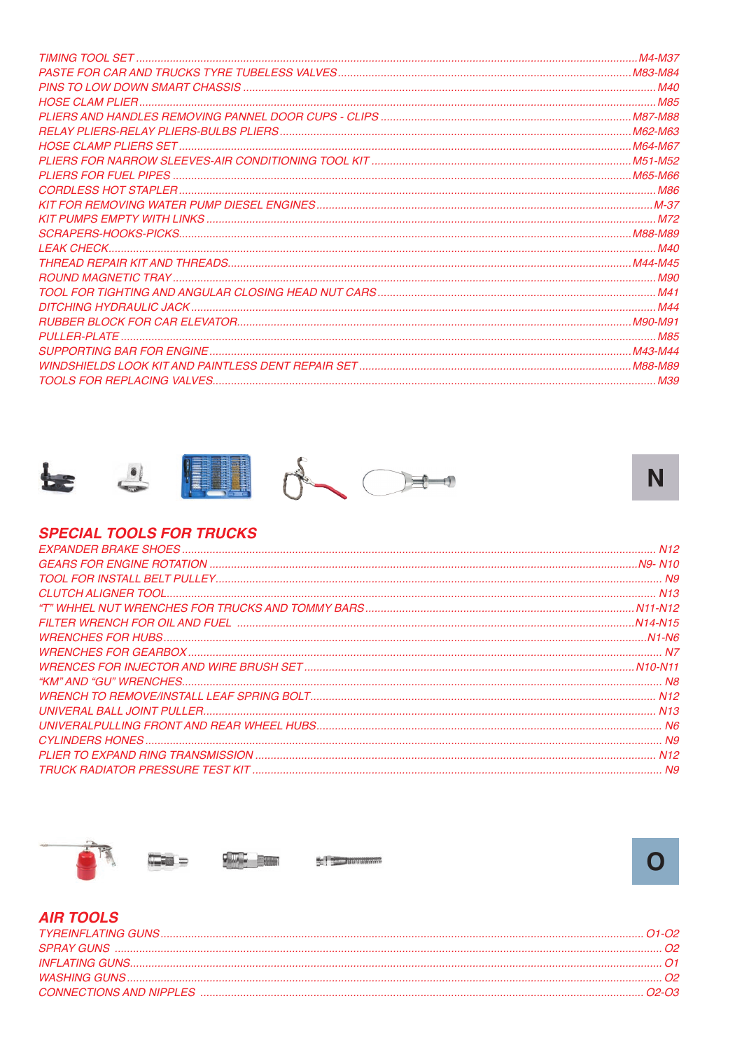TIMING TOOL SET ..... M4-M37
PASTE FOR CAR AND TRUCKS TYRE TUBELESS VALVES ..... M83-M84
PINS TO LOW DOWN SMART CHASSIS ..... M40
HOSE CLAM PLIER ..... M85
PLIERS AND HANDLES REMOVING PANNEL DOOR CUPS - CLIPS ..... M87-M88
RELAY PLIERS-RELAY PLIERS-BULBS PLIERS ..... M62-M63
HOSE CLAMP PLIERS SET ..... M64-M67
PLIERS FOR NARROW SLEEVES-AIR CONDITIONING TOOL KIT ..... M51-M52
PLIERS FOR FUEL PIPES ..... M65-M66
CORDLESS HOT STAPLER ..... M86
KIT FOR REMOVING WATER PUMP DIESEL ENGINES ..... M-37
KIT PUMPS EMPTY WITH LINKS ..... M72
SCRAPERS-HOOKS-PICKS ..... M88-M89
LEAK CHECK ..... M40
THREAD REPAIR KIT AND THREADS ..... M44-M45
ROUND MAGNETIC TRAY ..... M90
TOOL FOR TIGHTING AND ANGULAR CLOSING HEAD NUT CARS ..... M41
DITCHING HYDRAULIC JACK ..... M44
RUBBER BLOCK FOR CAR ELEVATOR ..... M90-M91
PULLER-PLATE ..... M85
SUPPORTING BAR FOR ENGINE ..... M43-M44
WINDSHIELDS LOOK KIT AND PAINTLESS DENT REPAIR SET ..... M88-M89
TOOLS FOR REPLACING VALVES ..... M39

**N**

## SPECIAL TOOLS FOR TRUCKS

EXPANDER BRAKE SHOES ..... N12
GEARS FOR ENGINE ROTATION ..... N9- N10
TOOL FOR INSTALL BELT PULLEY ..... N9
CLUTCH ALIGNER TOOL ..... N13
"T" WHHEL NUT WRENCHES FOR TRUCKS AND TOMMY BARS ..... N11-N12
FILTER WRENCH FOR OIL AND FUEL ..... N14-N15
WRENCHES FOR HUBS ..... N1-N6
WRENCHES FOR GEARBOX ..... N7
WRENCES FOR INJECTOR AND WIRE BRUSH SET ..... N10-N11
"KM" AND "GU" WRENCHES ..... N8
WRENCH TO REMOVE/INSTALL LEAF SPRING BOLT ..... N12
UNIVERAL BALL JOINT PULLER ..... N13
UNIVERALPULLING FRONT AND REAR WHEEL HUBS ..... N6
CYLINDERS HONES ..... N9
PLIER TO EXPAND RING TRANSMISSION ..... N12
TRUCK RADIATOR PRESSURE TEST KIT ..... N9

**O**

## AIR TOOLS

TYREINFLATING GUNS ..... O1-O2
SPRAY GUNS ..... O2
INFLATING GUNS ..... O1
WASHING GUNS ..... O2
CONNECTIONS AND NIPPLES ..... O2-O3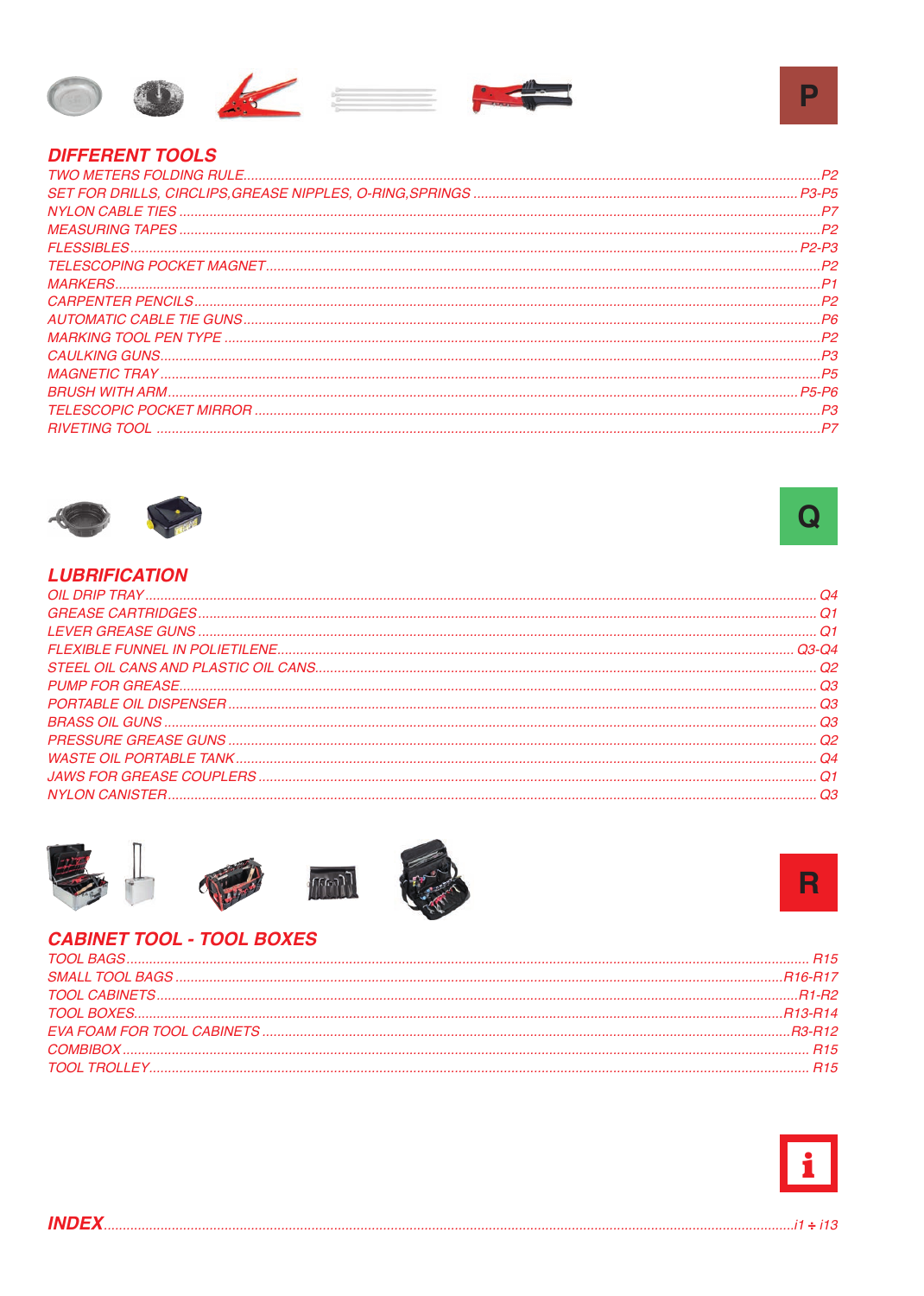P

## DIFFERENT TOOLS

TWO METERS FOLDING RULE....................P2
SET FOR DRILLS, CIRCLIPS,GREASE NIPPLES, O-RING,SPRINGS....................P3-P5
NYLON CABLE TIES....................P7
MEASURING TAPES....................P2
FLESSIBLES....................P2-P3
TELESCOPING POCKET MAGNET....................P2
MARKERS....................P1
CARPENTER PENCILS....................P2
AUTOMATIC CABLE TIE GUNS....................P6
MARKING TOOL PEN TYPE....................P2
CAULKING GUNS....................P3
MAGNETIC TRAY....................P5
BRUSH WITH ARM....................P5-P6
TELESCOPIC POCKET MIRROR....................P3
RIVETING TOOL....................P7

Q

## LUBRIFICATION

OIL DRIP TRAY....................Q4
GREASE CARTRIDGES....................Q1
LEVER GREASE GUNS....................Q1
FLEXIBLE FUNNEL IN POLIETILENE....................Q3-Q4
STEEL OIL CANS AND PLASTIC OIL CANS....................Q2
PUMP FOR GREASE....................Q3
PORTABLE OIL DISPENSER....................Q3
BRASS OIL GUNS....................Q3
PRESSURE GREASE GUNS....................Q2
WASTE OIL PORTABLE TANK....................Q4
JAWS FOR GREASE COUPLERS....................Q1
NYLON CANISTER....................Q3

R

## CABINET TOOL - TOOL BOXES

TOOL BAGS....................R15
SMALL TOOL BAGS....................R16-R17
TOOL CABINETS....................R1-R2
TOOL BOXES....................R13-R14
EVA FOAM FOR TOOL CABINETS....................R3-R12
COMBIBOX....................R15
TOOL TROLLEY....................R15

i

## INDEX

....................i1 ÷ i13